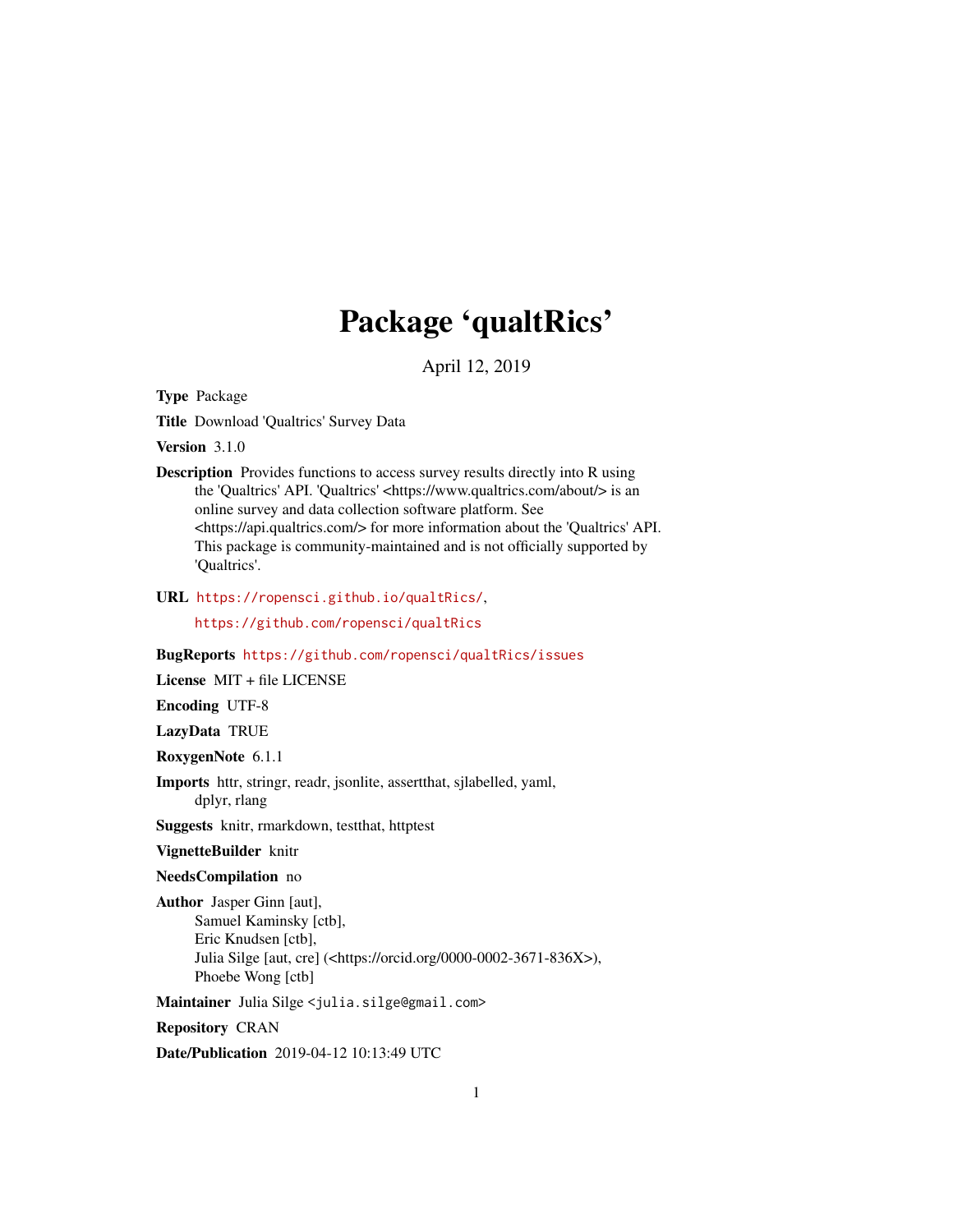# Package 'qualtRics'

April 12, 2019

**Type** Package

**Title** Download 'Qualtrics' Survey Data

**Version** 3.1.0

**Description** Provides functions to access survey results directly into R using the 'Qualtrics' API. 'Qualtrics' <https://www.qualtrics.com/about/> is an online survey and data collection software platform. See <https://api.qualtrics.com/> for more information about the 'Qualtrics' API. This package is community-maintained and is not officially supported by 'Qualtrics'.

**URL** https://ropensci.github.io/qualtRics/,
https://github.com/ropensci/qualtRics

**BugReports** https://github.com/ropensci/qualtRics/issues

**License** MIT + file LICENSE

**Encoding** UTF-8

**LazyData** TRUE

**RoxygenNote** 6.1.1

**Imports** httr, stringr, readr, jsonlite, assertthat, sjlabelled, yaml, dplyr, rlang

**Suggests** knitr, rmarkdown, testthat, httptest

**VignetteBuilder** knitr

**NeedsCompilation** no

**Author** Jasper Ginn [aut],
Samuel Kaminsky [ctb],
Eric Knudsen [ctb],
Julia Silge [aut, cre] (<https://orcid.org/0000-0002-3671-836X>),
Phoebe Wong [ctb]

**Maintainer** Julia Silge <julia.silge@gmail.com>

**Repository** CRAN

**Date/Publication** 2019-04-12 10:13:49 UTC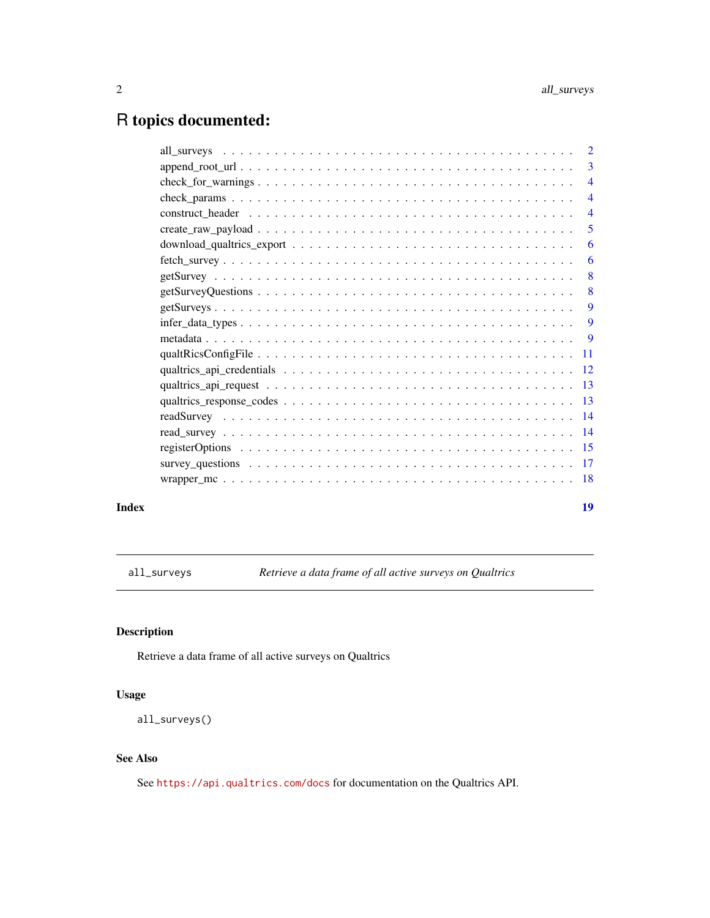# R topics documented:

| | |
|---|---|
| all_surveys | 2 |
| append_root_url | 3 |
| check_for_warnings | 4 |
| check_params | 4 |
| construct_header | 4 |
| create_raw_payload | 5 |
| download_qualtrics_export | 6 |
| fetch_survey | 6 |
| getSurvey | 8 |
| getSurveyQuestions | 8 |
| getSurveys | 9 |
| infer_data_types | 9 |
| metadata | 9 |
| qualtRicsConfigFile | 11 |
| qualtrics_api_credentials | 12 |
| qualtrics_api_request | 13 |
| qualtrics_response_codes | 13 |
| readSurvey | 14 |
| read_survey | 14 |
| registerOptions | 15 |
| survey_questions | 17 |
| wrapper_mc | 18 |

**Index** 19

---

`all_surveys` *Retrieve a data frame of all active surveys on Qualtrics*

---

## Description

Retrieve a data frame of all active surveys on Qualtrics

## Usage

```
all_surveys()
```

## See Also

See https://api.qualtrics.com/docs for documentation on the Qualtrics API.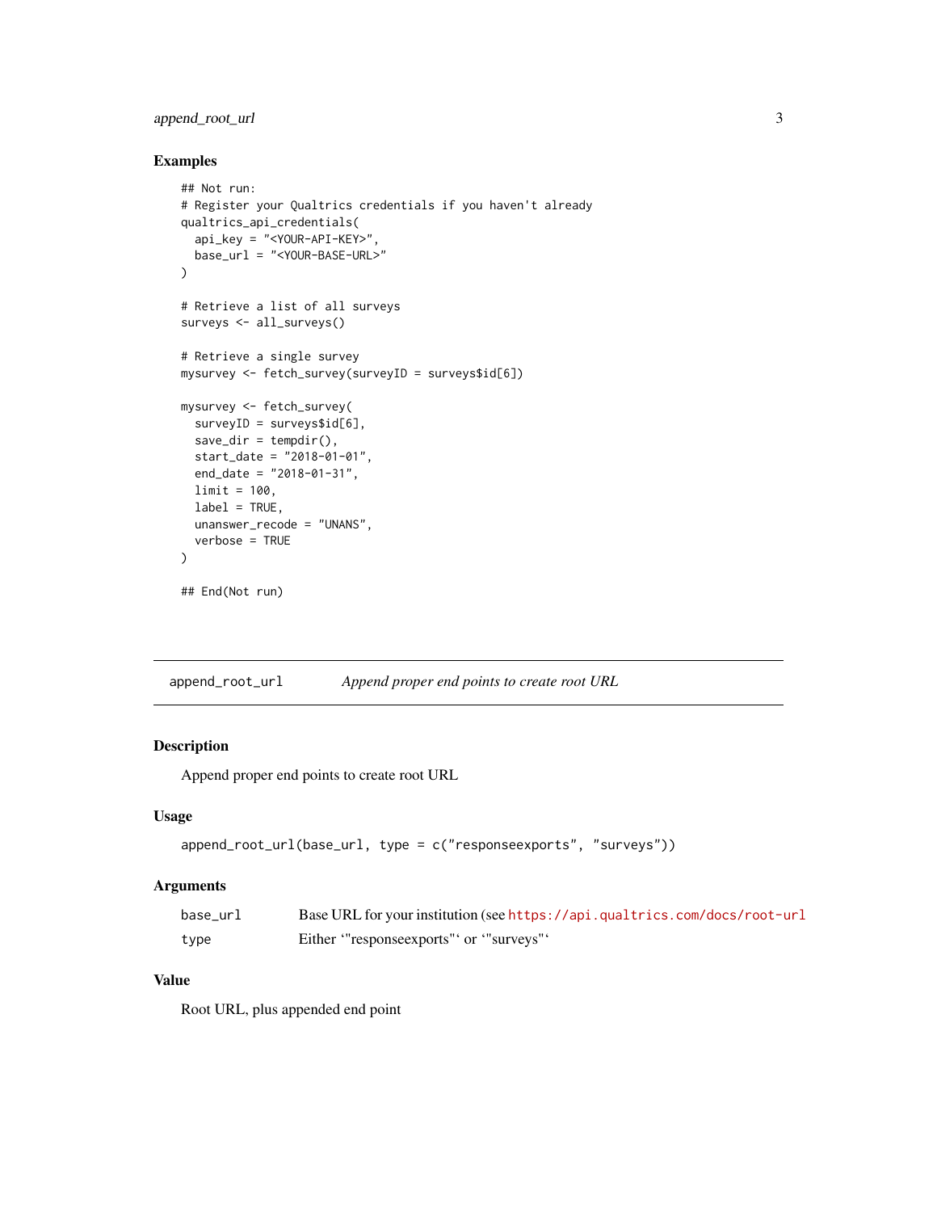## Examples

```
## Not run:
# Register your Qualtrics credentials if you haven't already
qualtrics_api_credentials(
  api_key = "<YOUR-API-KEY>",
  base_url = "<YOUR-BASE-URL>"
)

# Retrieve a list of all surveys
surveys <- all_surveys()

# Retrieve a single survey
mysurvey <- fetch_survey(surveyID = surveys$id[6])

mysurvey <- fetch_survey(
  surveyID = surveys$id[6],
  save_dir = tempdir(),
  start_date = "2018-01-01",
  end_date = "2018-01-31",
  limit = 100,
  label = TRUE,
  unanswer_recode = "UNANS",
  verbose = TRUE
)

## End(Not run)
```

---

# append_root_url — *Append proper end points to create root URL*

---

## Description

Append proper end points to create root URL

## Usage

```
append_root_url(base_url, type = c("responseexports", "surveys"))
```

## Arguments

| | |
|---|---|
| `base_url` | Base URL for your institution (see https://api.qualtrics.com/docs/root-url |
| `type` | Either ‘"responseexports"‘ or ‘"surveys"‘ |

## Value

Root URL, plus appended end point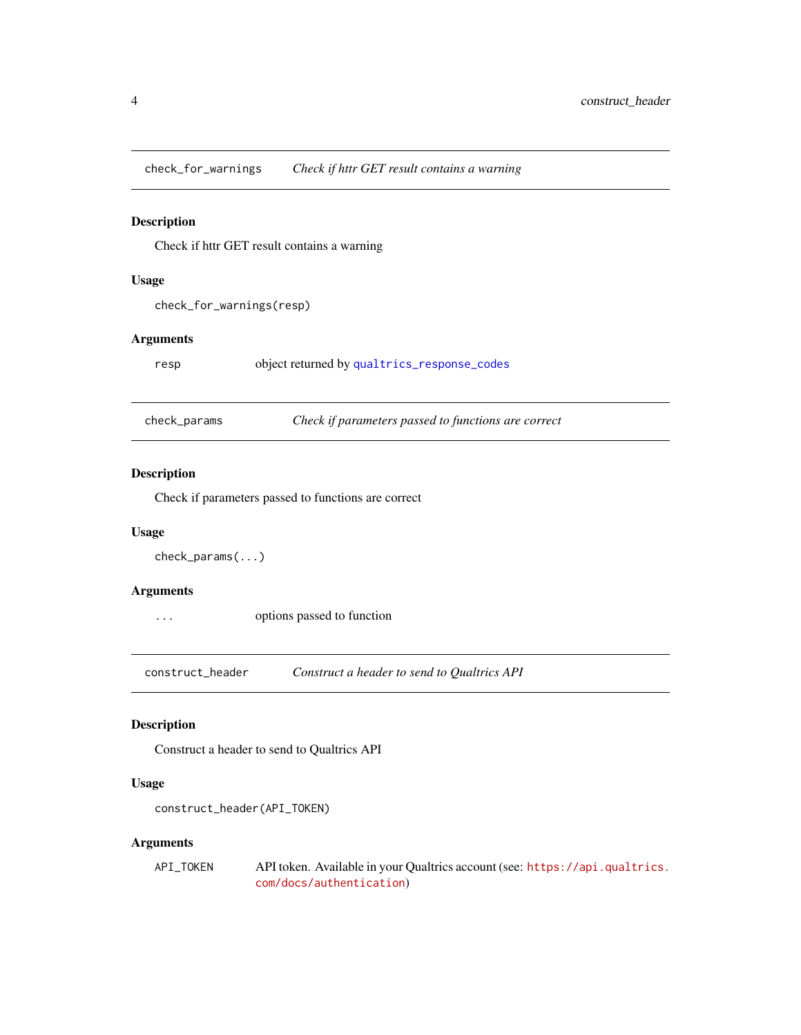## check_for_warnings — *Check if httr GET result contains a warning*

### Description

Check if httr GET result contains a warning

### Usage

```
check_for_warnings(resp)
```

### Arguments

| | |
|---|---|
| `resp` | object returned by `qualtrics_response_codes` |

## check_params — *Check if parameters passed to functions are correct*

### Description

Check if parameters passed to functions are correct

### Usage

```
check_params(...)
```

### Arguments

| | |
|---|---|
| `...` | options passed to function |

## construct_header — *Construct a header to send to Qualtrics API*

### Description

Construct a header to send to Qualtrics API

### Usage

```
construct_header(API_TOKEN)
```

### Arguments

| | |
|---|---|
| `API_TOKEN` | API token. Available in your Qualtrics account (see: `https://api.qualtrics.com/docs/authentication`) |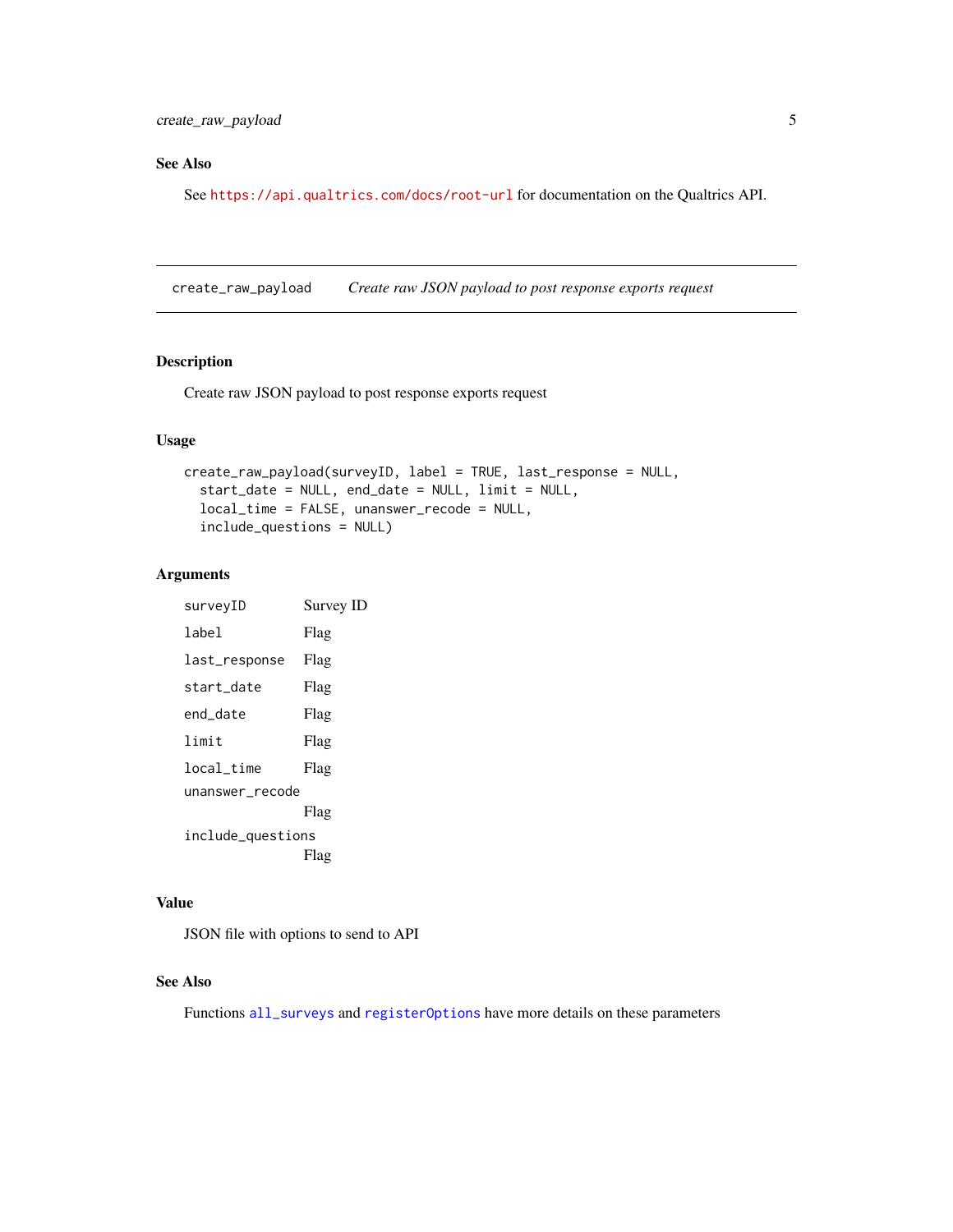## See Also

See https://api.qualtrics.com/docs/root-url for documentation on the Qualtrics API.

---

## create_raw_payload — *Create raw JSON payload to post response exports request*

### Description

Create raw JSON payload to post response exports request

### Usage

```
create_raw_payload(surveyID, label = TRUE, last_response = NULL,
  start_date = NULL, end_date = NULL, limit = NULL,
  local_time = FALSE, unanswer_recode = NULL,
  include_questions = NULL)
```

### Arguments

| | |
|---|---|
| surveyID | Survey ID |
| label | Flag |
| last_response | Flag |
| start_date | Flag |
| end_date | Flag |
| limit | Flag |
| local_time | Flag |
| unanswer_recode | Flag |
| include_questions | Flag |

### Value

JSON file with options to send to API

### See Also

Functions all_surveys and registerOptions have more details on these parameters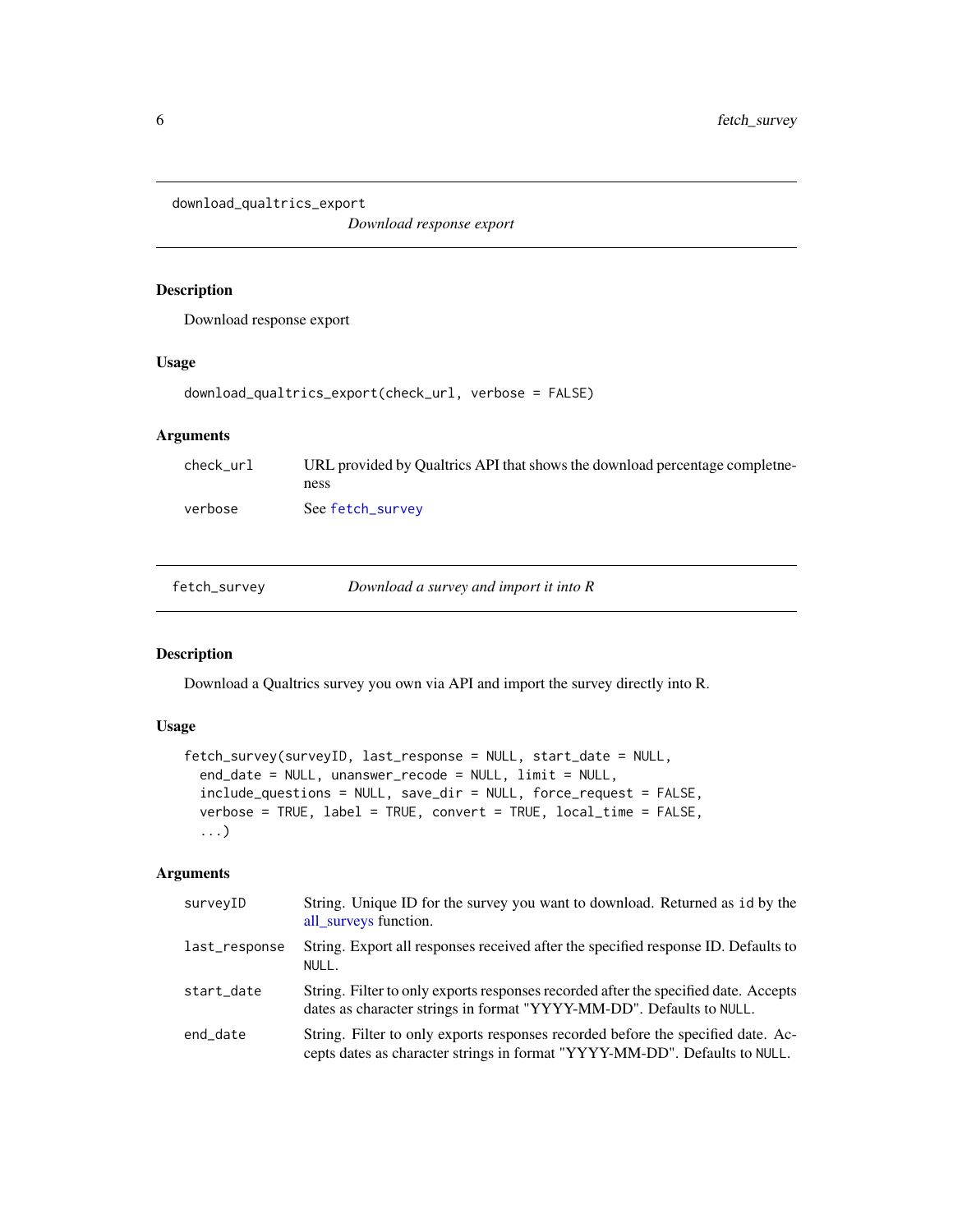## download_qualtrics_export

*Download response export*

### Description

Download response export

### Usage

```
download_qualtrics_export(check_url, verbose = FALSE)
```

### Arguments

| | |
|---|---|
| check_url | URL provided by Qualtrics API that shows the download percentage completeness |
| verbose | See fetch_survey |

## fetch_survey

*Download a survey and import it into R*

### Description

Download a Qualtrics survey you own via API and import the survey directly into R.

### Usage

```
fetch_survey(surveyID, last_response = NULL, start_date = NULL,
  end_date = NULL, unanswer_recode = NULL, limit = NULL,
  include_questions = NULL, save_dir = NULL, force_request = FALSE,
  verbose = TRUE, label = TRUE, convert = TRUE, local_time = FALSE,
  ...)
```

### Arguments

| | |
|---|---|
| surveyID | String. Unique ID for the survey you want to download. Returned as `id` by the all_surveys function. |
| last_response | String. Export all responses received after the specified response ID. Defaults to `NULL`. |
| start_date | String. Filter to only exports responses recorded after the specified date. Accepts dates as character strings in format "YYYY-MM-DD". Defaults to `NULL`. |
| end_date | String. Filter to only exports responses recorded before the specified date. Accepts dates as character strings in format "YYYY-MM-DD". Defaults to `NULL`. |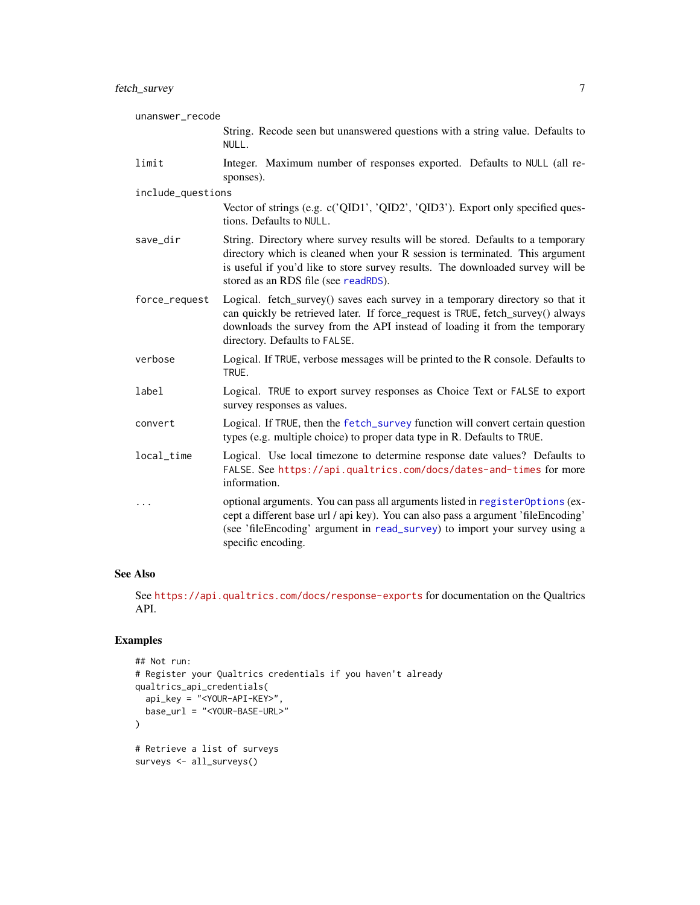unanswer_recode
: String. Recode seen but unanswered questions with a string value. Defaults to NULL.

limit
: Integer. Maximum number of responses exported. Defaults to NULL (all responses).

include_questions
: Vector of strings (e.g. c('QID1', 'QID2', 'QID3'). Export only specified questions. Defaults to NULL.

save_dir
: String. Directory where survey results will be stored. Defaults to a temporary directory which is cleaned when your R session is terminated. This argument is useful if you'd like to store survey results. The downloaded survey will be stored as an RDS file (see readRDS).

force_request
: Logical. fetch_survey() saves each survey in a temporary directory so that it can quickly be retrieved later. If force_request is TRUE, fetch_survey() always downloads the survey from the API instead of loading it from the temporary directory. Defaults to FALSE.

verbose
: Logical. If TRUE, verbose messages will be printed to the R console. Defaults to TRUE.

label
: Logical. TRUE to export survey responses as Choice Text or FALSE to export survey responses as values.

convert
: Logical. If TRUE, then the fetch_survey function will convert certain question types (e.g. multiple choice) to proper data type in R. Defaults to TRUE.

local_time
: Logical. Use local timezone to determine response date values? Defaults to FALSE. See https://api.qualtrics.com/docs/dates-and-times for more information.

...
: optional arguments. You can pass all arguments listed in registerOptions (except a different base url / api key). You can also pass a argument 'fileEncoding' (see 'fileEncoding' argument in read_survey) to import your survey using a specific encoding.

## See Also

See https://api.qualtrics.com/docs/response-exports for documentation on the Qualtrics API.

## Examples

```
## Not run:
# Register your Qualtrics credentials if you haven't already
qualtrics_api_credentials(
  api_key = "<YOUR-API-KEY>",
  base_url = "<YOUR-BASE-URL>"
)

# Retrieve a list of surveys
surveys <- all_surveys()
```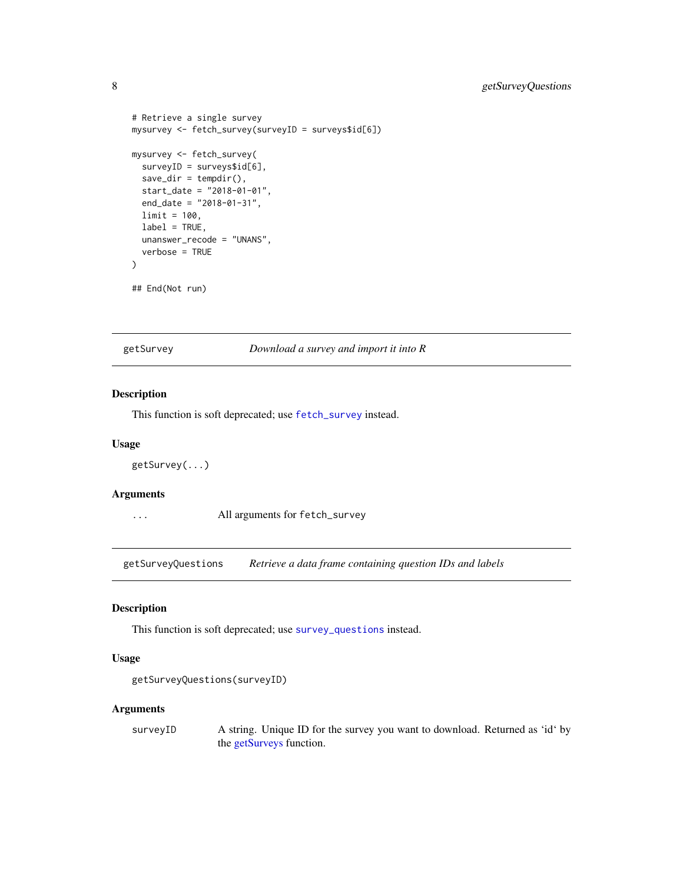```
# Retrieve a single survey
mysurvey <- fetch_survey(surveyID = surveys$id[6])

mysurvey <- fetch_survey(
  surveyID = surveys$id[6],
  save_dir = tempdir(),
  start_date = "2018-01-01",
  end_date = "2018-01-31",
  limit = 100,
  label = TRUE,
  unanswer_recode = "UNANS",
  verbose = TRUE
)

## End(Not run)
```

## getSurvey — *Download a survey and import it into R*

### Description

This function is soft deprecated; use `fetch_survey` instead.

### Usage

```
getSurvey(...)
```

### Arguments

| | |
|---|---|
| `...` | All arguments for `fetch_survey` |

## getSurveyQuestions — *Retrieve a data frame containing question IDs and labels*

### Description

This function is soft deprecated; use `survey_questions` instead.

### Usage

```
getSurveyQuestions(surveyID)
```

### Arguments

| | |
|---|---|
| `surveyID` | A string. Unique ID for the survey you want to download. Returned as 'id' by the getSurveys function. |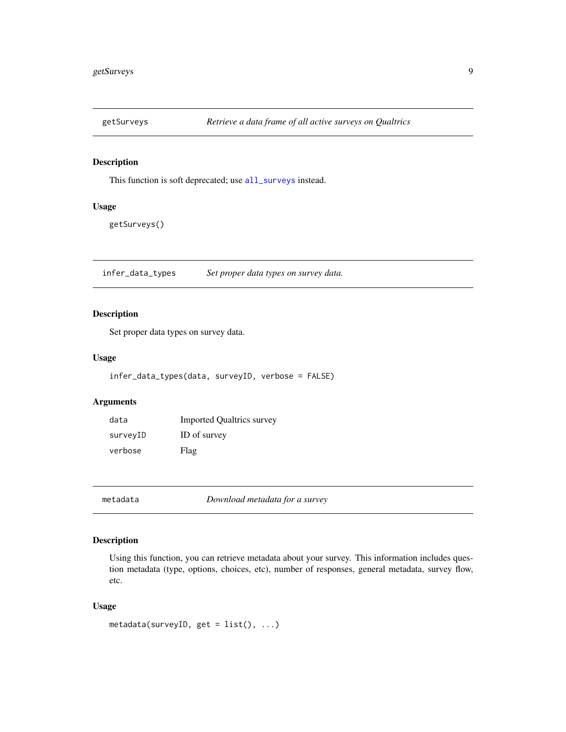## getSurveys — *Retrieve a data frame of all active surveys on Qualtrics*

### Description

This function is soft deprecated; use `all_surveys` instead.

### Usage

```
getSurveys()
```

## infer_data_types — *Set proper data types on survey data.*

### Description

Set proper data types on survey data.

### Usage

```
infer_data_types(data, surveyID, verbose = FALSE)
```

### Arguments

| | |
|---|---|
| data | Imported Qualtrics survey |
| surveyID | ID of survey |
| verbose | Flag |

## metadata — *Download metadata for a survey*

### Description

Using this function, you can retrieve metadata about your survey. This information includes question metadata (type, options, choices, etc), number of responses, general metadata, survey flow, etc.

### Usage

```
metadata(surveyID, get = list(), ...)
```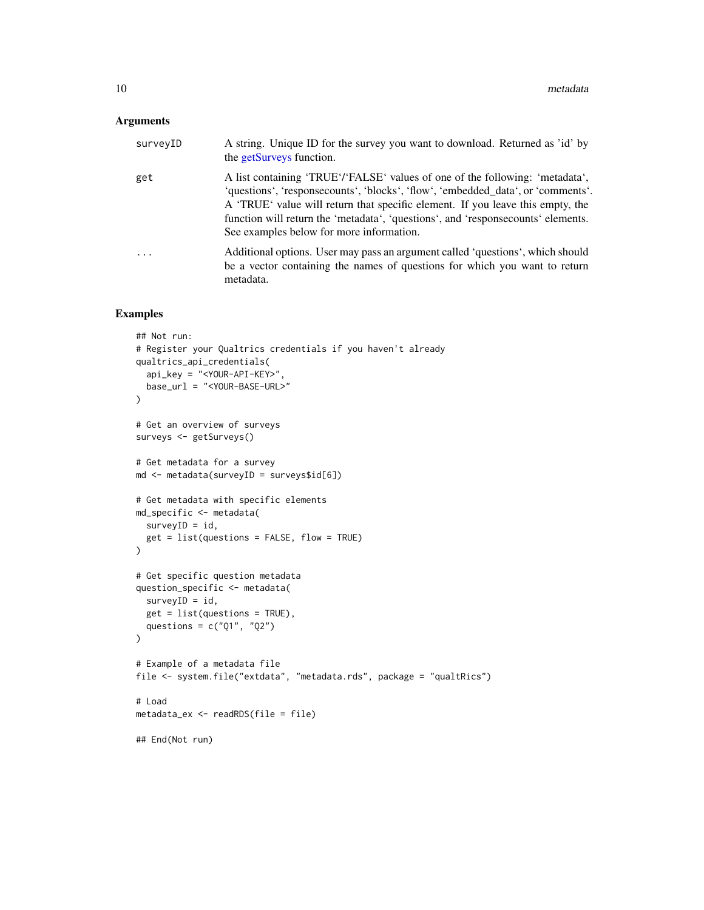### Arguments

| | |
|---|---|
| surveyID | A string. Unique ID for the survey you want to download. Returned as 'id' by the getSurveys function. |
| get | A list containing 'TRUE'/'FALSE' values of one of the following: 'metadata', 'questions', 'responsecounts', 'blocks', 'flow', 'embedded_data', or 'comments'. A 'TRUE' value will return that specific element. If you leave this empty, the function will return the 'metadata', 'questions', and 'responsecounts' elements. See examples below for more information. |
| ... | Additional options. User may pass an argument called 'questions', which should be a vector containing the names of questions for which you want to return metadata. |

### Examples

```
## Not run:
# Register your Qualtrics credentials if you haven't already
qualtrics_api_credentials(
  api_key = "<YOUR-API-KEY>",
  base_url = "<YOUR-BASE-URL>"
)

# Get an overview of surveys
surveys <- getSurveys()

# Get metadata for a survey
md <- metadata(surveyID = surveys$id[6])

# Get metadata with specific elements
md_specific <- metadata(
  surveyID = id,
  get = list(questions = FALSE, flow = TRUE)
)

# Get specific question metadata
question_specific <- metadata(
  surveyID = id,
  get = list(questions = TRUE),
  questions = c("Q1", "Q2")
)

# Example of a metadata file
file <- system.file("extdata", "metadata.rds", package = "qualtRics")

# Load
metadata_ex <- readRDS(file = file)

## End(Not run)
```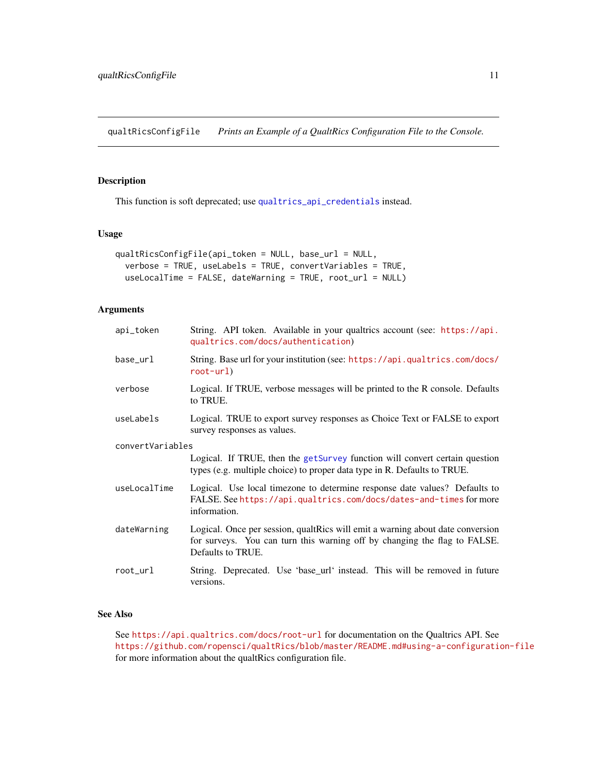## qualtRicsConfigFile — *Prints an Example of a QualtRics Configuration File to the Console.*

### Description

This function is soft deprecated; use `qualtrics_api_credentials` instead.

### Usage

```
qualtRicsConfigFile(api_token = NULL, base_url = NULL,
  verbose = TRUE, useLabels = TRUE, convertVariables = TRUE,
  useLocalTime = FALSE, dateWarning = TRUE, root_url = NULL)
```

### Arguments

| Argument | Description |
| --- | --- |
| `api_token` | String. API token. Available in your qualtrics account (see: https://api.qualtrics.com/docs/authentication) |
| `base_url` | String. Base url for your institution (see: https://api.qualtrics.com/docs/root-url) |
| `verbose` | Logical. If TRUE, verbose messages will be printed to the R console. Defaults to TRUE. |
| `useLabels` | Logical. TRUE to export survey responses as Choice Text or FALSE to export survey responses as values. |
| `convertVariables` | Logical. If TRUE, then the `getSurvey` function will convert certain question types (e.g. multiple choice) to proper data type in R. Defaults to TRUE. |
| `useLocalTime` | Logical. Use local timezone to determine response date values? Defaults to FALSE. See https://api.qualtrics.com/docs/dates-and-times for more information. |
| `dateWarning` | Logical. Once per session, qualtRics will emit a warning about date conversion for surveys. You can turn this warning off by changing the flag to FALSE. Defaults to TRUE. |
| `root_url` | String. Deprecated. Use 'base_url' instead. This will be removed in future versions. |

### See Also

See https://api.qualtrics.com/docs/root-url for documentation on the Qualtrics API. See https://github.com/ropensci/qualtRics/blob/master/README.md#using-a-configuration-file for more information about the qualtRics configuration file.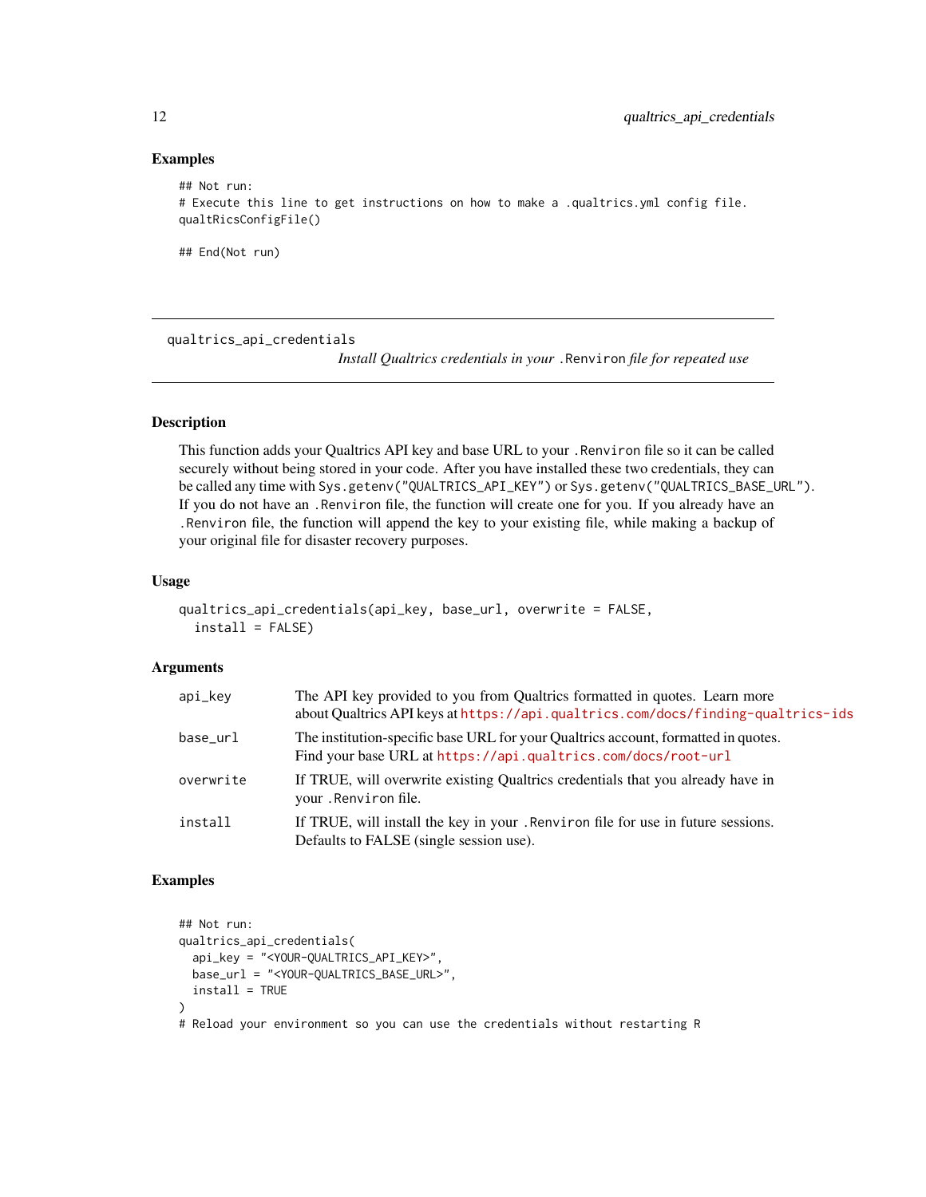### Examples

```
## Not run:
# Execute this line to get instructions on how to make a .qualtrics.yml config file.
qualtRicsConfigFile()

## End(Not run)
```

---

## qualtrics_api_credentials

*Install Qualtrics credentials in your `.Renviron` file for repeated use*

---

### Description

This function adds your Qualtrics API key and base URL to your `.Renviron` file so it can be called securely without being stored in your code. After you have installed these two credentials, they can be called any time with `Sys.getenv("QUALTRICS_API_KEY")` or `Sys.getenv("QUALTRICS_BASE_URL")`. If you do not have an `.Renviron` file, the function will create one for you. If you already have an `.Renviron` file, the function will append the key to your existing file, while making a backup of your original file for disaster recovery purposes.

### Usage

```
qualtrics_api_credentials(api_key, base_url, overwrite = FALSE,
  install = FALSE)
```

### Arguments

| | |
|---|---|
| `api_key` | The API key provided to you from Qualtrics formatted in quotes. Learn more about Qualtrics API keys at https://api.qualtrics.com/docs/finding-qualtrics-ids |
| `base_url` | The institution-specific base URL for your Qualtrics account, formatted in quotes. Find your base URL at https://api.qualtrics.com/docs/root-url |
| `overwrite` | If TRUE, will overwrite existing Qualtrics credentials that you already have in your `.Renviron` file. |
| `install` | If TRUE, will install the key in your `.Renviron` file for use in future sessions. Defaults to FALSE (single session use). |

### Examples

```
## Not run:
qualtrics_api_credentials(
  api_key = "<YOUR-QUALTRICS_API_KEY>",
  base_url = "<YOUR-QUALTRICS_BASE_URL>",
  install = TRUE
)
# Reload your environment so you can use the credentials without restarting R
```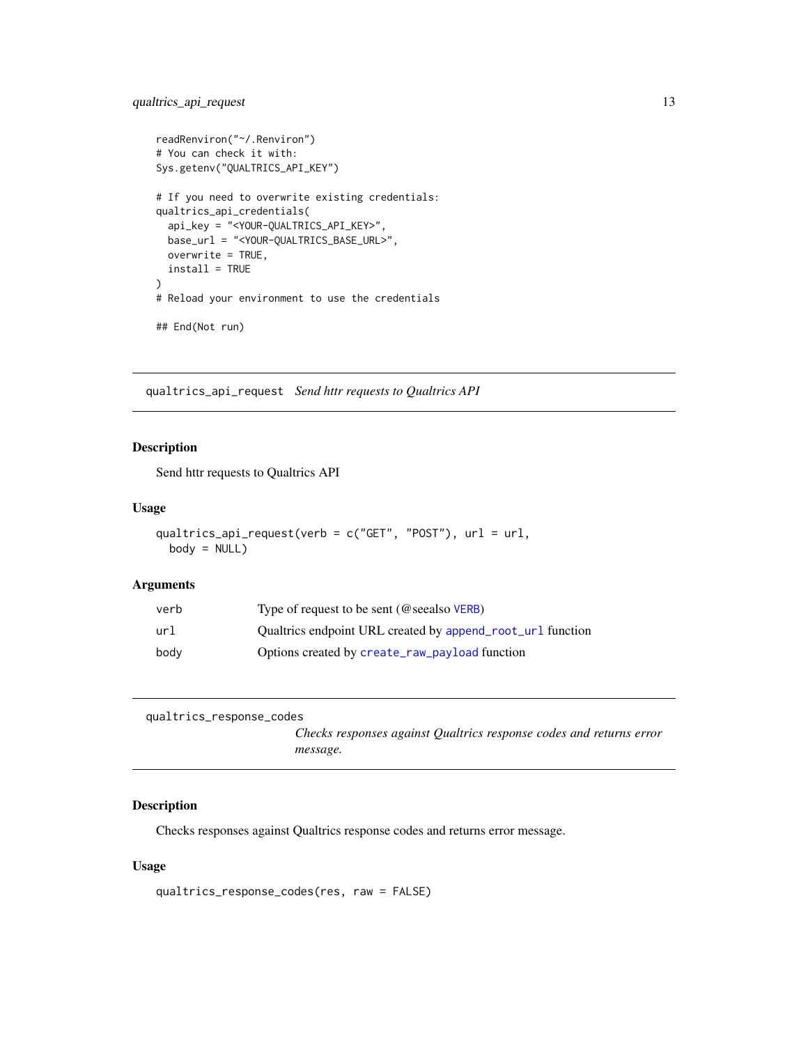```
readRenviron("~/.Renviron")
# You can check it with:
Sys.getenv("QUALTRICS_API_KEY")

# If you need to overwrite existing credentials:
qualtrics_api_credentials(
  api_key = "<YOUR-QUALTRICS_API_KEY>",
  base_url = "<YOUR-QUALTRICS_BASE_URL>",
  overwrite = TRUE,
  install = TRUE
)
# Reload your environment to use the credentials

## End(Not run)
```

## qualtrics_api_request *Send httr requests to Qualtrics API*

### Description

Send httr requests to Qualtrics API

### Usage

```
qualtrics_api_request(verb = c("GET", "POST"), url = url,
  body = NULL)
```

### Arguments

| | |
|---|---|
| verb | Type of request to be sent (@seealso VERB) |
| url | Qualtrics endpoint URL created by append_root_url function |
| body | Options created by create_raw_payload function |

## qualtrics_response_codes *Checks responses against Qualtrics response codes and returns error message.*

### Description

Checks responses against Qualtrics response codes and returns error message.

### Usage

```
qualtrics_response_codes(res, raw = FALSE)
```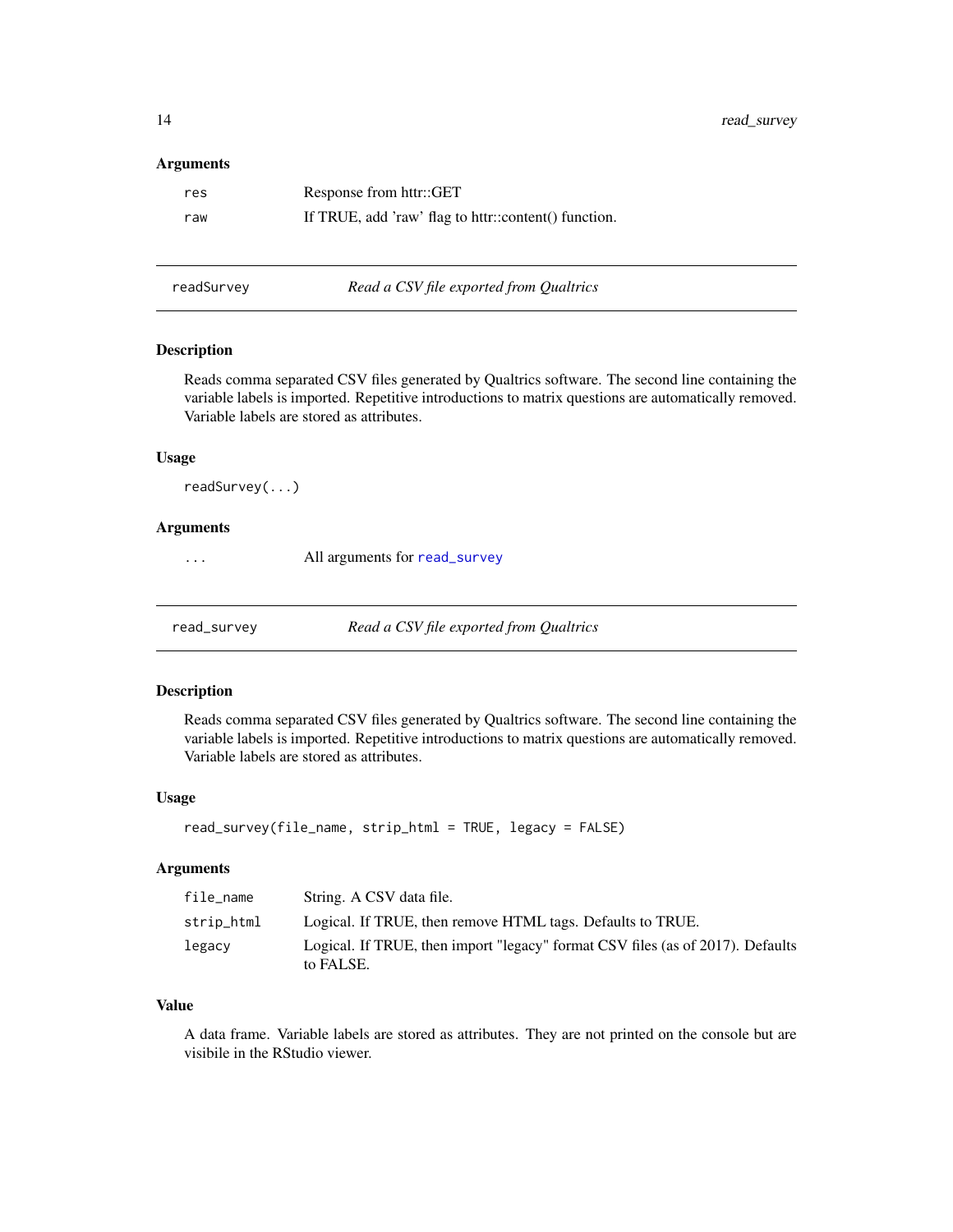### Arguments

| | |
|---|---|
| res | Response from httr::GET |
| raw | If TRUE, add 'raw' flag to httr::content() function. |

---

## readSurvey — *Read a CSV file exported from Qualtrics*

### Description

Reads comma separated CSV files generated by Qualtrics software. The second line containing the variable labels is imported. Repetitive introductions to matrix questions are automatically removed. Variable labels are stored as attributes.

### Usage

```
readSurvey(...)
```

### Arguments

| | |
|---|---|
| ... | All arguments for read_survey |

---

## read_survey — *Read a CSV file exported from Qualtrics*

### Description

Reads comma separated CSV files generated by Qualtrics software. The second line containing the variable labels is imported. Repetitive introductions to matrix questions are automatically removed. Variable labels are stored as attributes.

### Usage

```
read_survey(file_name, strip_html = TRUE, legacy = FALSE)
```

### Arguments

| | |
|---|---|
| file_name | String. A CSV data file. |
| strip_html | Logical. If TRUE, then remove HTML tags. Defaults to TRUE. |
| legacy | Logical. If TRUE, then import "legacy" format CSV files (as of 2017). Defaults to FALSE. |

### Value

A data frame. Variable labels are stored as attributes. They are not printed on the console but are visibile in the RStudio viewer.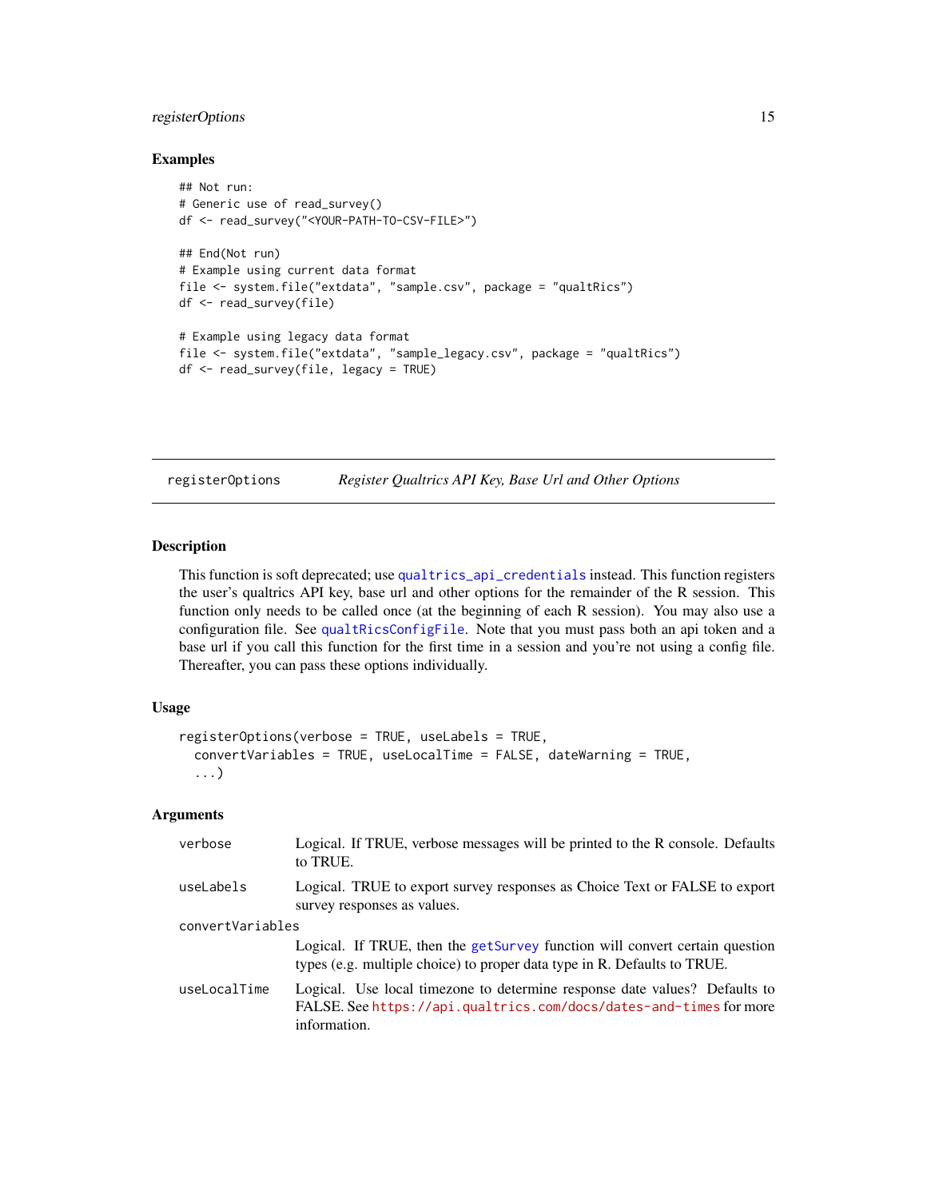### Examples

```
## Not run:
# Generic use of read_survey()
df <- read_survey("<YOUR-PATH-TO-CSV-FILE>")

## End(Not run)
# Example using current data format
file <- system.file("extdata", "sample.csv", package = "qualtRics")
df <- read_survey(file)

# Example using legacy data format
file <- system.file("extdata", "sample_legacy.csv", package = "qualtRics")
df <- read_survey(file, legacy = TRUE)
```

---

## registerOptions *Register Qualtrics API Key, Base Url and Other Options*

### Description

This function is soft deprecated; use `qualtrics_api_credentials` instead. This function registers the user's qualtrics API key, base url and other options for the remainder of the R session. This function only needs to be called once (at the beginning of each R session). You may also use a configuration file. See `qualtRicsConfigFile`. Note that you must pass both an api token and a base url if you call this function for the first time in a session and you're not using a config file. Thereafter, you can pass these options individually.

### Usage

```
registerOptions(verbose = TRUE, useLabels = TRUE,
  convertVariables = TRUE, useLocalTime = FALSE, dateWarning = TRUE,
  ...)
```

### Arguments

| | |
|---|---|
| `verbose` | Logical. If TRUE, verbose messages will be printed to the R console. Defaults to TRUE. |
| `useLabels` | Logical. TRUE to export survey responses as Choice Text or FALSE to export survey responses as values. |
| `convertVariables` | Logical. If TRUE, then the `getSurvey` function will convert certain question types (e.g. multiple choice) to proper data type in R. Defaults to TRUE. |
| `useLocalTime` | Logical. Use local timezone to determine response date values? Defaults to FALSE. See https://api.qualtrics.com/docs/dates-and-times for more information. |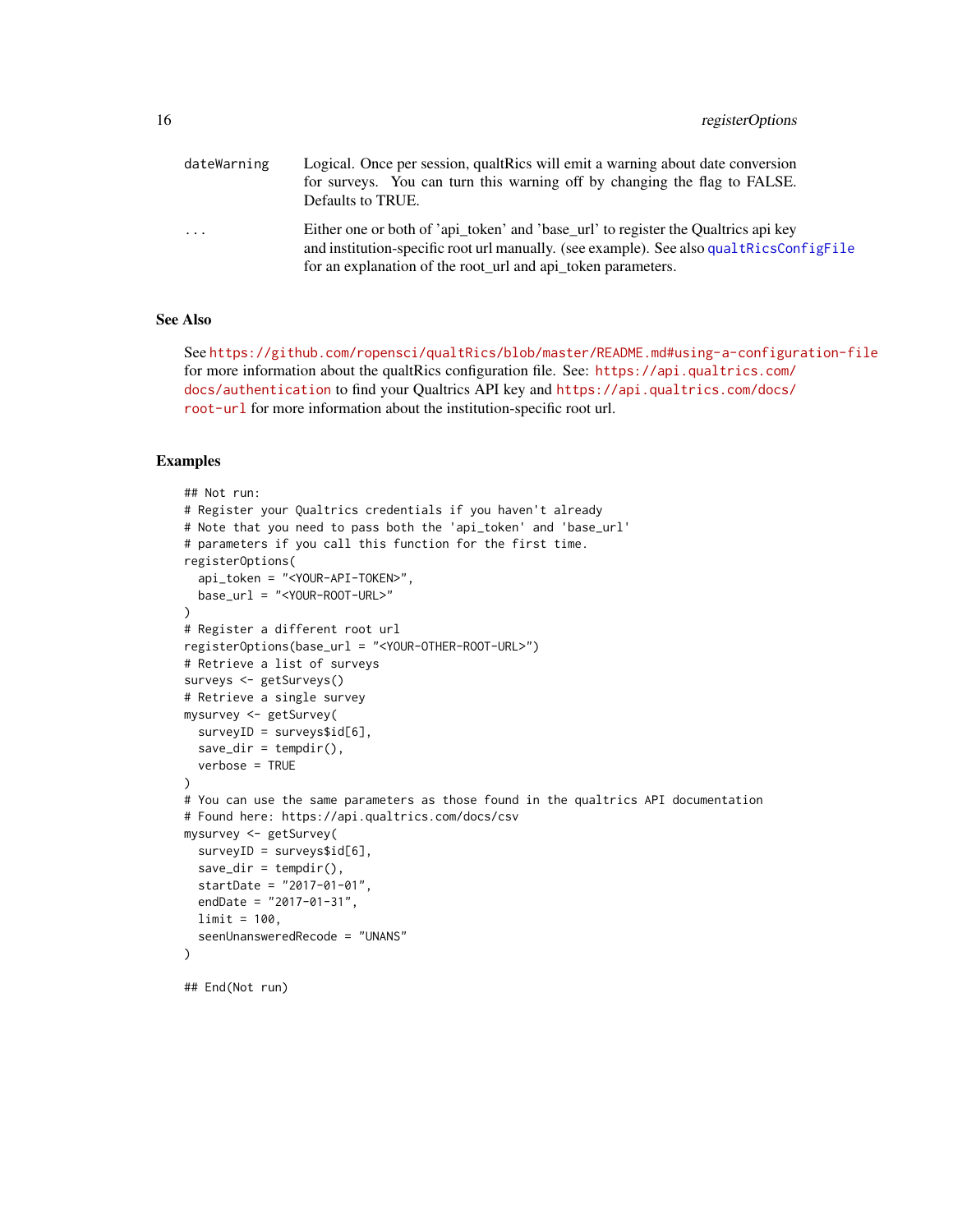| | |
|---|---|
| dateWarning | Logical. Once per session, qualtRics will emit a warning about date conversion for surveys. You can turn this warning off by changing the flag to FALSE. Defaults to TRUE. |
| ... | Either one or both of 'api_token' and 'base_url' to register the Qualtrics api key and institution-specific root url manually. (see example). See also qualtRicsConfigFile for an explanation of the root_url and api_token parameters. |

## See Also

See https://github.com/ropensci/qualtRics/blob/master/README.md#using-a-configuration-file for more information about the qualtRics configuration file. See: https://api.qualtrics.com/docs/authentication to find your Qualtrics API key and https://api.qualtrics.com/docs/root-url for more information about the institution-specific root url.

## Examples

```
## Not run:
# Register your Qualtrics credentials if you haven't already
# Note that you need to pass both the 'api_token' and 'base_url'
# parameters if you call this function for the first time.
registerOptions(
  api_token = "<YOUR-API-TOKEN>",
  base_url = "<YOUR-ROOT-URL>"
)
# Register a different root url
registerOptions(base_url = "<YOUR-OTHER-ROOT-URL>")
# Retrieve a list of surveys
surveys <- getSurveys()
# Retrieve a single survey
mysurvey <- getSurvey(
  surveyID = surveys$id[6],
  save_dir = tempdir(),
  verbose = TRUE
)
# You can use the same parameters as those found in the qualtrics API documentation
# Found here: https://api.qualtrics.com/docs/csv
mysurvey <- getSurvey(
  surveyID = surveys$id[6],
  save_dir = tempdir(),
  startDate = "2017-01-01",
  endDate = "2017-01-31",
  limit = 100,
  seenUnansweredRecode = "UNANS"
)

## End(Not run)
```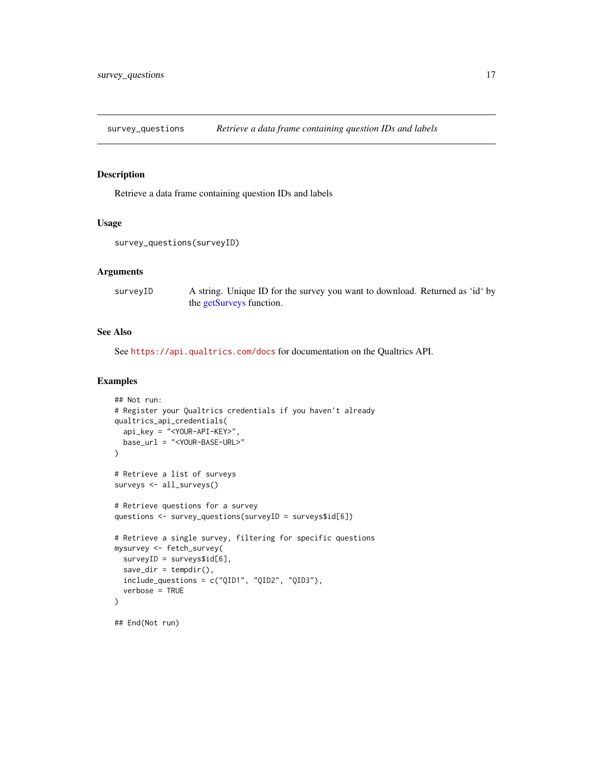## survey_questions — *Retrieve a data frame containing question IDs and labels*

### Description

Retrieve a data frame containing question IDs and labels

### Usage

```
survey_questions(surveyID)
```

### Arguments

| | |
|---|---|
| surveyID | A string. Unique ID for the survey you want to download. Returned as 'id' by the getSurveys function. |

### See Also

See https://api.qualtrics.com/docs for documentation on the Qualtrics API.

### Examples

```
## Not run:
# Register your Qualtrics credentials if you haven't already
qualtrics_api_credentials(
  api_key = "<YOUR-API-KEY>",
  base_url = "<YOUR-BASE-URL>"
)

# Retrieve a list of surveys
surveys <- all_surveys()

# Retrieve questions for a survey
questions <- survey_questions(surveyID = surveys$id[6])

# Retrieve a single survey, filtering for specific questions
mysurvey <- fetch_survey(
  surveyID = surveys$id[6],
  save_dir = tempdir(),
  include_questions = c("QID1", "QID2", "QID3"),
  verbose = TRUE
)

## End(Not run)
```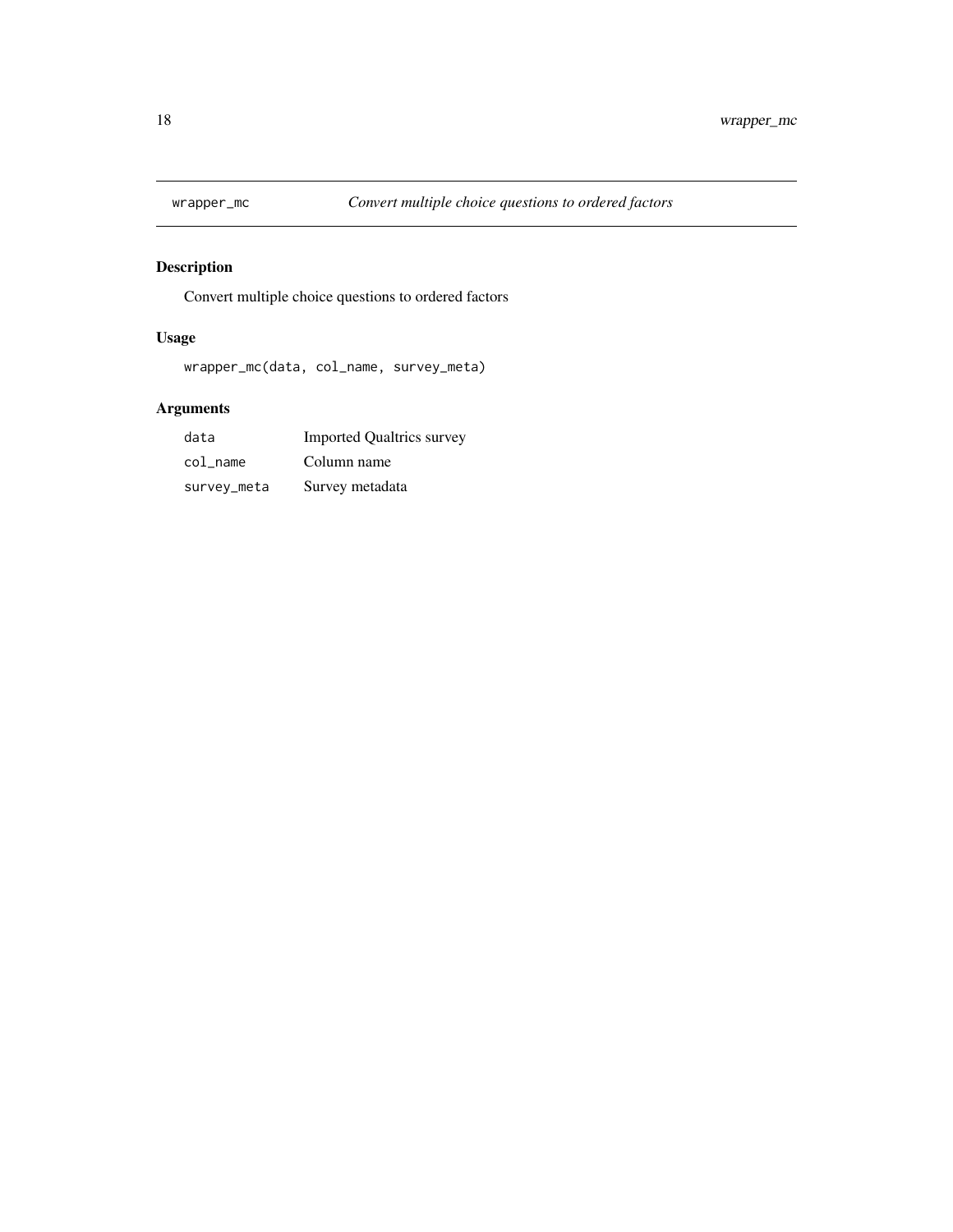wrapper_mc *Convert multiple choice questions to ordered factors*

## Description

Convert multiple choice questions to ordered factors

## Usage

```
wrapper_mc(data, col_name, survey_meta)
```

## Arguments

| | |
|---|---|
| data | Imported Qualtrics survey |
| col_name | Column name |
| survey_meta | Survey metadata |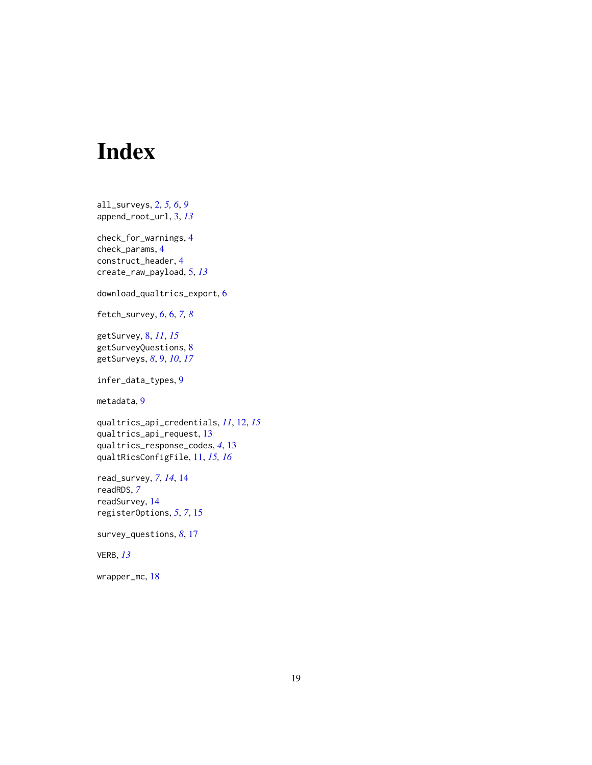# Index

all_surveys, 2, *5, 6*, *9*
append_root_url, 3, *13*

check_for_warnings, 4
check_params, 4
construct_header, 4
create_raw_payload, 5, *13*

download_qualtrics_export, 6

fetch_survey, *6*, 6, *7, 8*

getSurvey, 8, *11*, *15*
getSurveyQuestions, 8
getSurveys, *8*, 9, *10*, *17*

infer_data_types, 9

metadata, 9

qualtrics_api_credentials, *11*, 12, *15*
qualtrics_api_request, 13
qualtrics_response_codes, *4*, 13
qualtRicsConfigFile, 11, *15, 16*

read_survey, *7*, *14*, 14
readRDS, *7*
readSurvey, 14
registerOptions, *5*, *7*, 15

survey_questions, *8*, 17

VERB, *13*

wrapper_mc, 18